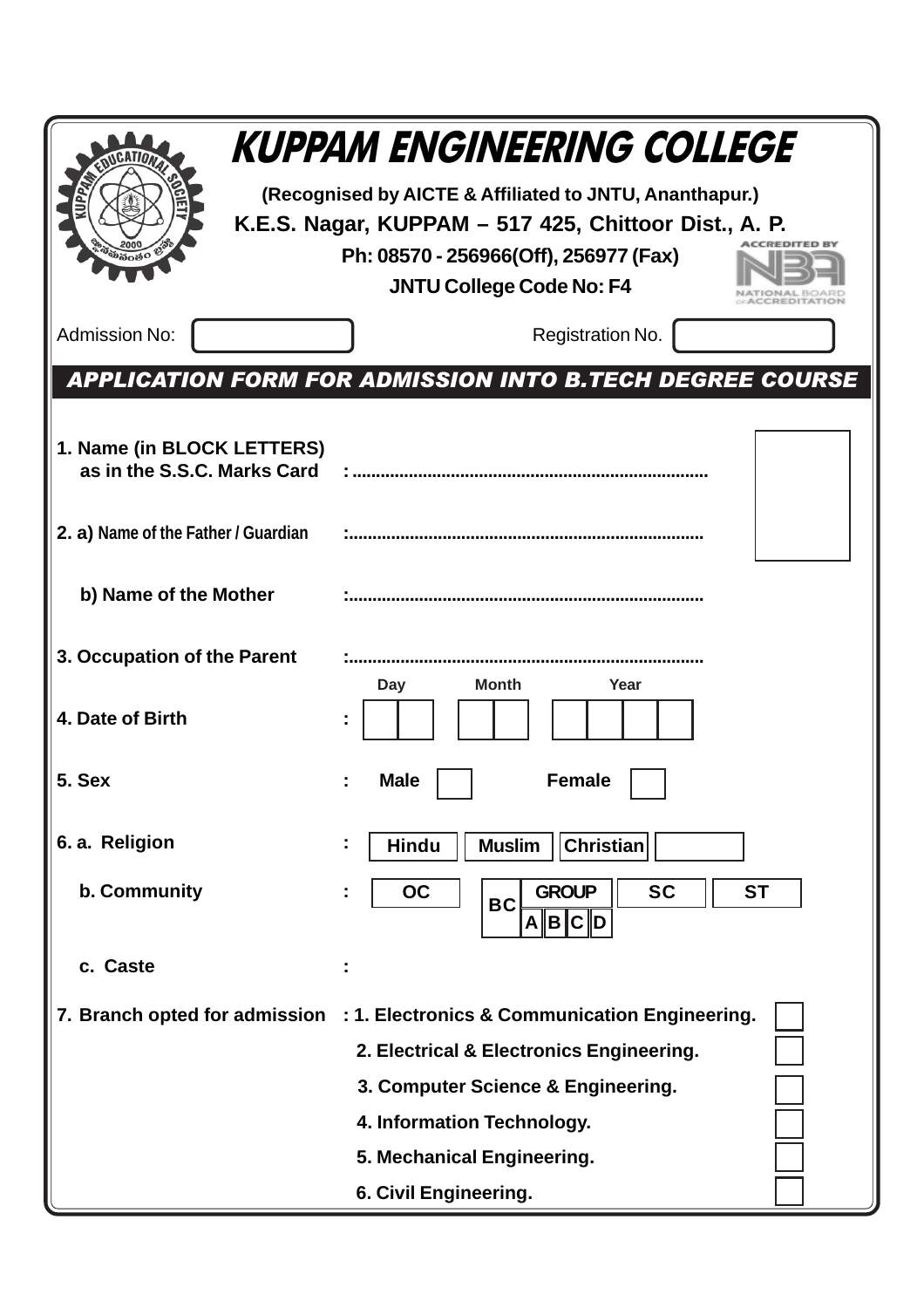# KUPPAM ENGINEERING COLLEGE

**(Recognised by AICTE & Affiliated to JNTU, Ananthapur.)**

**K.E.S. Nagar, KUPPAM – 517 425, Chittoor Dist., A. P.**

**Ph: 08570 - 256966(Off), 256977 (Fax)**

**JNTU College Code No: F4**

ACCREDITED BY NATIONAL BOARD OF ACCREDITATION

Admission No: ____________ Registration No. ____________

## *APPLICATION FORM FOR ADMISSION INTO B.TECH DEGREE COURSE*

**1. Name (in BLOCK LETTERS) as in the S.S.C. Marks Card** : ..........................................................................

**2. a) Name of the Father / Guardian** :..........................................................................

**b) Name of the Mother** :..........................................................................

**3. Occupation of the Parent** :..........................................................................

**4. Date of Birth** : Day ☐☐ Month ☐☐ Year ☐☐☐☐

**5. Sex** : **Male** ☐ **Female** ☐

**6. a. Religion** : **Hindu** ☐ **Muslim** ☐ **Christian** ☐ ☐

**b. Community** : **OC** ☐ **BC GROUP A B C D** ☐ **SC** ☐ **ST** ☐

**c. Caste** :

**7. Branch opted for admission** :
1. **Electronics & Communication Engineering.** ☐
2. **Electrical & Electronics Engineering.** ☐
3. **Computer Science & Engineering.** ☐
4. **Information Technology.** ☐
5. **Mechanical Engineering.** ☐
6. **Civil Engineering.** ☐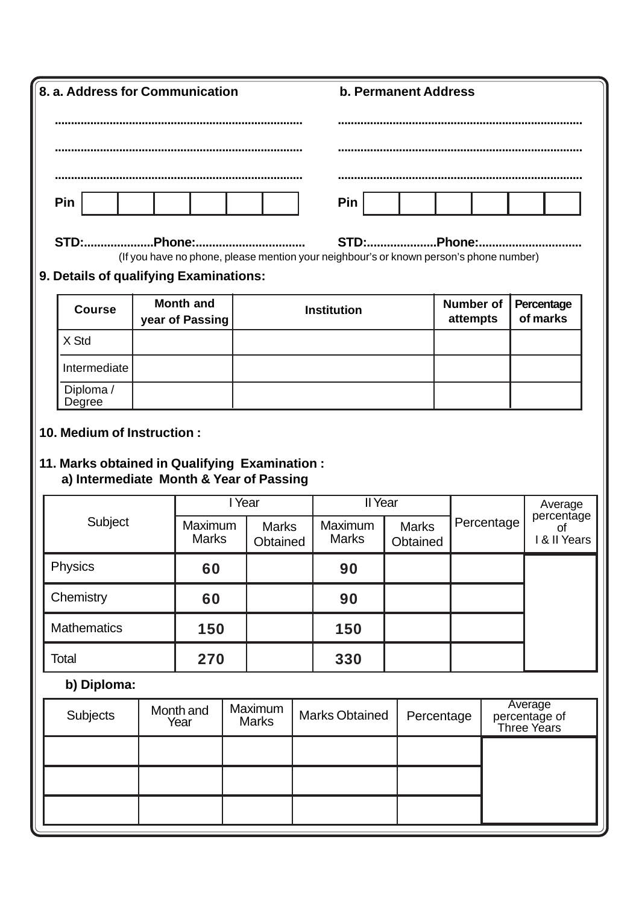**8. a. Address for Communication** | **b. Permanent Address**

...........................................................................  ...........................................................................

...........................................................................  ...........................................................................

...........................................................................  ...........................................................................

**Pin** | | | | | | |  **Pin** | | | | | | |

**STD:....................Phone:................................** **STD:....................Phone:..............................**

(If you have no phone, please mention your neighbour's or known person's phone number)

**9. Details of qualifying Examinations:**

| Course | Month and year of Passing | Institution | Number of attempts | Percentage of marks |
|---|---|---|---|---|
| X Std | | | | |
| Intermediate | | | | |
| Diploma / Degree | | | | |

**10. Medium of Instruction :**

**11. Marks obtained in Qualifying Examination :**

**a) Intermediate Month & Year of Passing**

| Subject | I Year | | II Year | | Percentage | Average percentage of I & II Years |
|---|---|---|---|---|---|---|
| | Maximum Marks | Marks Obtained | Maximum Marks | Marks Obtained | | |
| Physics | 60 | | 90 | | | |
| Chemistry | 60 | | 90 | | | |
| Mathematics | 150 | | 150 | | | |
| Total | 270 | | 330 | | | |

**b) Diploma:**

| Subjects | Month and Year | Maximum Marks | Marks Obtained | Percentage | Average percentage of Three Years |
|---|---|---|---|---|---|
| | | | | | |
| | | | | | |
| | | | | | |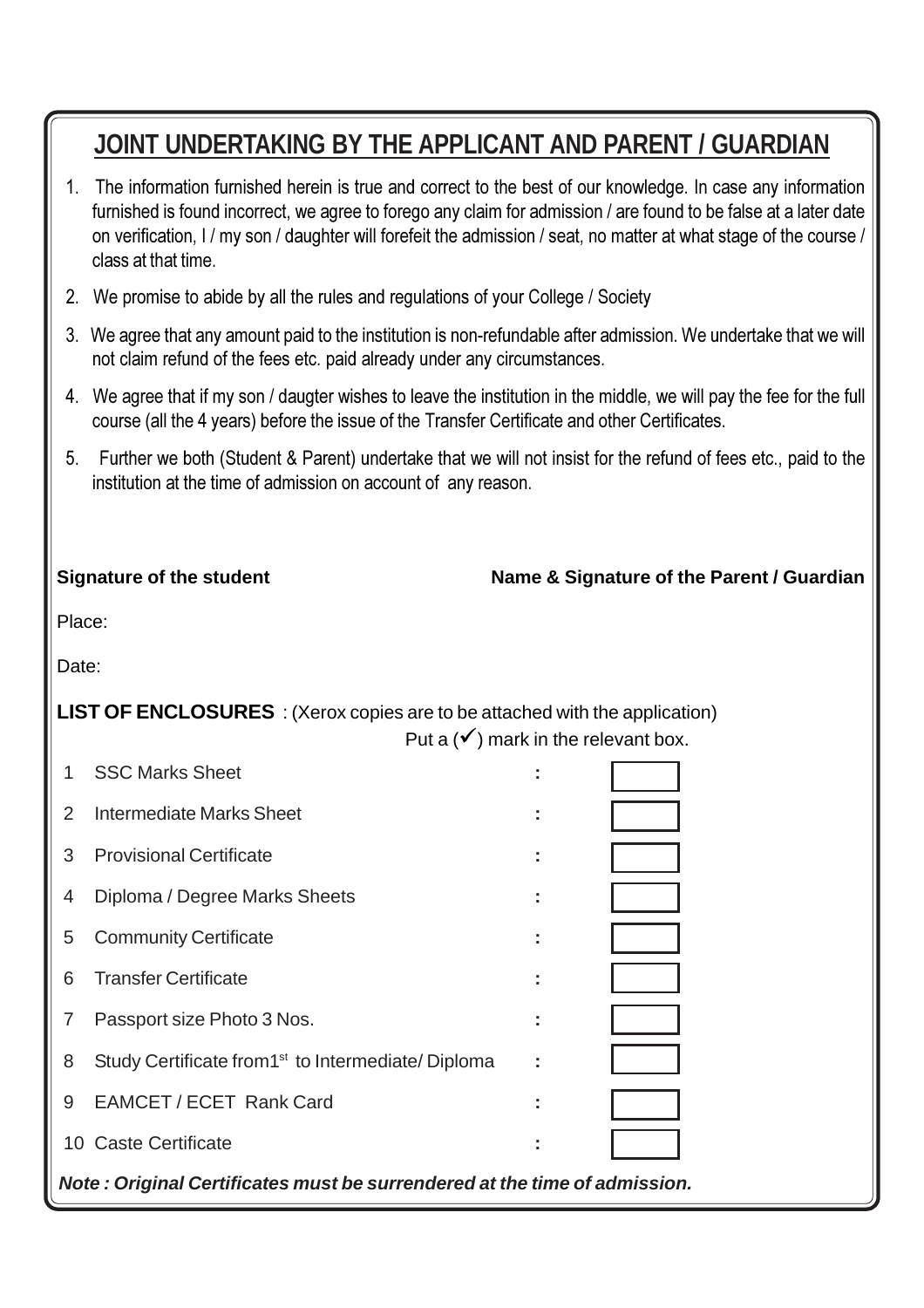# JOINT UNDERTAKING BY THE APPLICANT AND PARENT / GUARDIAN

1. The information furnished herein is true and correct to the best of our knowledge. In case any information furnished is found incorrect, we agree to forego any claim for admission / are found to be false at a later date on verification, I / my son / daughter will forefeit the admission / seat, no matter at what stage of the course / class at that time.
2. We promise to abide by all the rules and regulations of your College / Society
3. We agree that any amount paid to the institution is non-refundable after admission. We undertake that we will not claim refund of the fees etc. paid already under any circumstances.
4. We agree that if my son / daugter wishes to leave the institution in the middle, we will pay the fee for the full course (all the 4 years) before the issue of the Transfer Certificate and other Certificates.
5. Further we both (Student & Parent) undertake that we will not insist for the refund of fees etc., paid to the institution at the time of admission on account of any reason.

**Signature of the student** **Name & Signature of the Parent / Guardian**

Place:

Date:

**LIST OF ENCLOSURES** : (Xerox copies are to be attached with the application)

Put a (✓) mark in the relevant box.

| | | | |
|---|---|---|---|
| 1 | SSC Marks Sheet | : | ☐ |
| 2 | Intermediate Marks Sheet | : | ☐ |
| 3 | Provisional Certificate | : | ☐ |
| 4 | Diploma / Degree Marks Sheets | : | ☐ |
| 5 | Community Certificate | : | ☐ |
| 6 | Transfer Certificate | : | ☐ |
| 7 | Passport size Photo 3 Nos. | : | ☐ |
| 8 | Study Certificate from1st to Intermediate/ Diploma | : | ☐ |
| 9 | EAMCET / ECET Rank Card | : | ☐ |
| 10 | Caste Certificate | : | ☐ |

***Note : Original Certificates must be surrendered at the time of admission.***